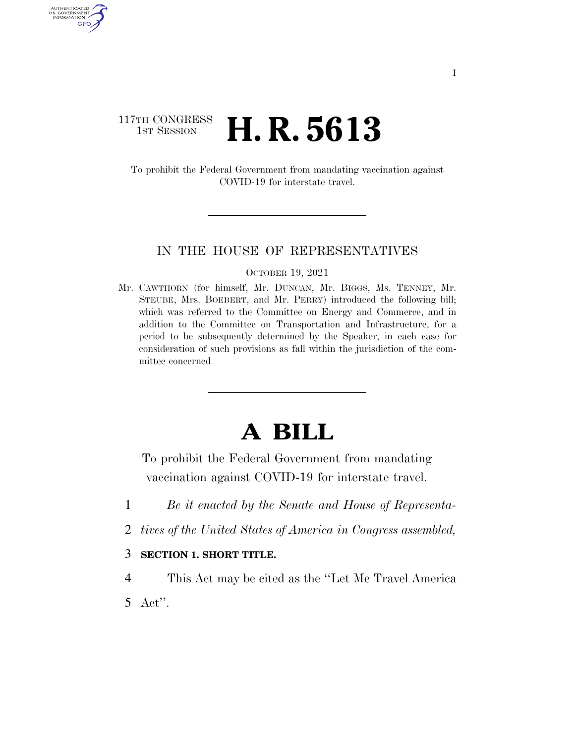117TH CONGRESS
1ST SESSION

# H. R. 5613

To prohibit the Federal Government from mandating vaccination against COVID-19 for interstate travel.

IN THE HOUSE OF REPRESENTATIVES

OCTOBER 19, 2021

Mr. CAWTHORN (for himself, Mr. DUNCAN, Mr. BIGGS, Ms. TENNEY, Mr. STEUBE, Mrs. BOEBERT, and Mr. PERRY) introduced the following bill; which was referred to the Committee on Energy and Commerce, and in addition to the Committee on Transportation and Infrastructure, for a period to be subsequently determined by the Speaker, in each case for consideration of such provisions as fall within the jurisdiction of the committee concerned

# A BILL

To prohibit the Federal Government from mandating vaccination against COVID-19 for interstate travel.

1 *Be it enacted by the Senate and House of Representa-*
2 *tives of the United States of America in Congress assembled,*

3 **SECTION 1. SHORT TITLE.**

4 This Act may be cited as the "Let Me Travel America
5 Act".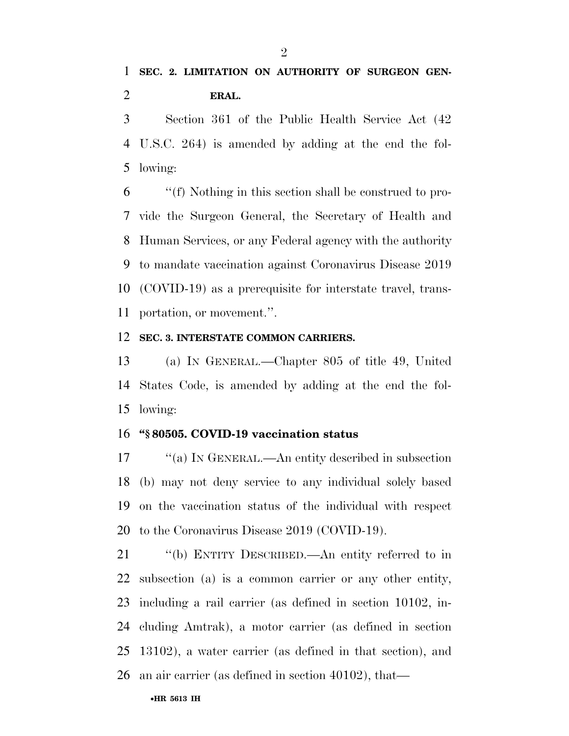**SEC. 2. LIMITATION ON AUTHORITY OF SURGEON GENERAL.**

Section 361 of the Public Health Service Act (42 U.S.C. 264) is amended by adding at the end the following:

"(f) Nothing in this section shall be construed to provide the Surgeon General, the Secretary of Health and Human Services, or any Federal agency with the authority to mandate vaccination against Coronavirus Disease 2019 (COVID-19) as a prerequisite for interstate travel, transportation, or movement.".

**SEC. 3. INTERSTATE COMMON CARRIERS.**

(a) IN GENERAL.—Chapter 805 of title 49, United States Code, is amended by adding at the end the following:

**"§ 80505. COVID-19 vaccination status**

"(a) IN GENERAL.—An entity described in subsection (b) may not deny service to any individual solely based on the vaccination status of the individual with respect to the Coronavirus Disease 2019 (COVID-19).

"(b) ENTITY DESCRIBED.—An entity referred to in subsection (a) is a common carrier or any other entity, including a rail carrier (as defined in section 10102, including Amtrak), a motor carrier (as defined in section 13102), a water carrier (as defined in that section), and an air carrier (as defined in section 40102), that—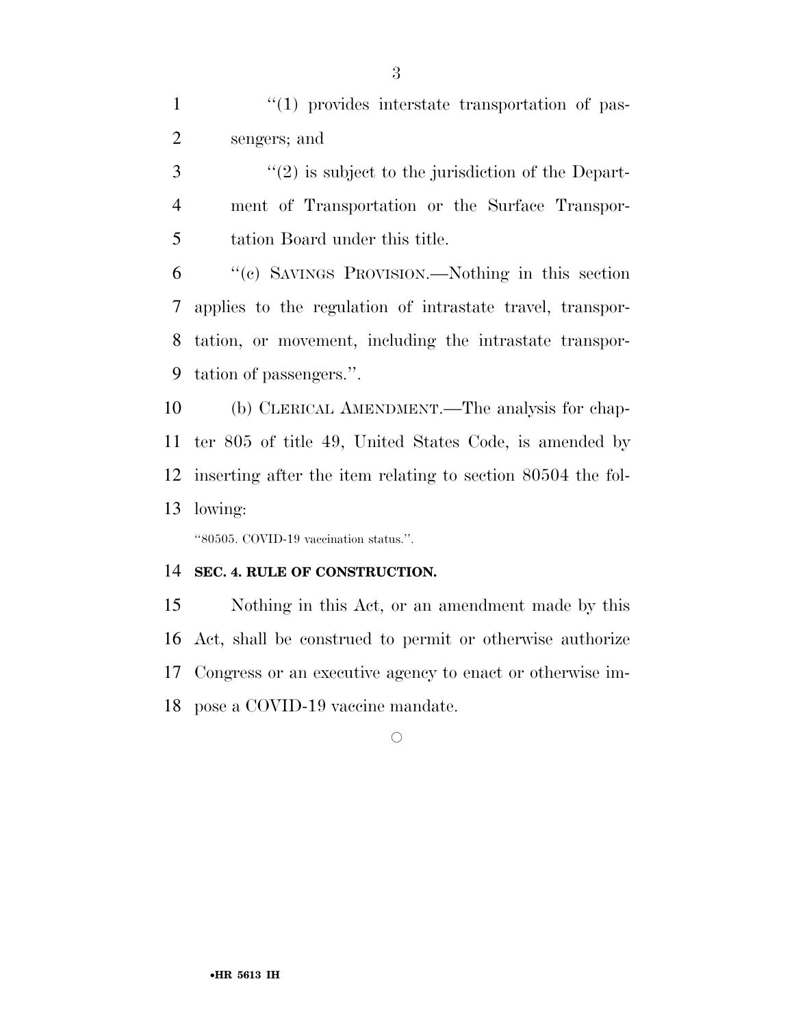"(1) provides interstate transportation of passengers; and

"(2) is subject to the jurisdiction of the Department of Transportation or the Surface Transportation Board under this title.

"(c) SAVINGS PROVISION.—Nothing in this section applies to the regulation of intrastate travel, transportation, or movement, including the intrastate transportation of passengers.".

(b) CLERICAL AMENDMENT.—The analysis for chapter 805 of title 49, United States Code, is amended by inserting after the item relating to section 80504 the following:

"80505. COVID-19 vaccination status.".

**SEC. 4. RULE OF CONSTRUCTION.**

Nothing in this Act, or an amendment made by this Act, shall be construed to permit or otherwise authorize Congress or an executive agency to enact or otherwise impose a COVID-19 vaccine mandate.

○